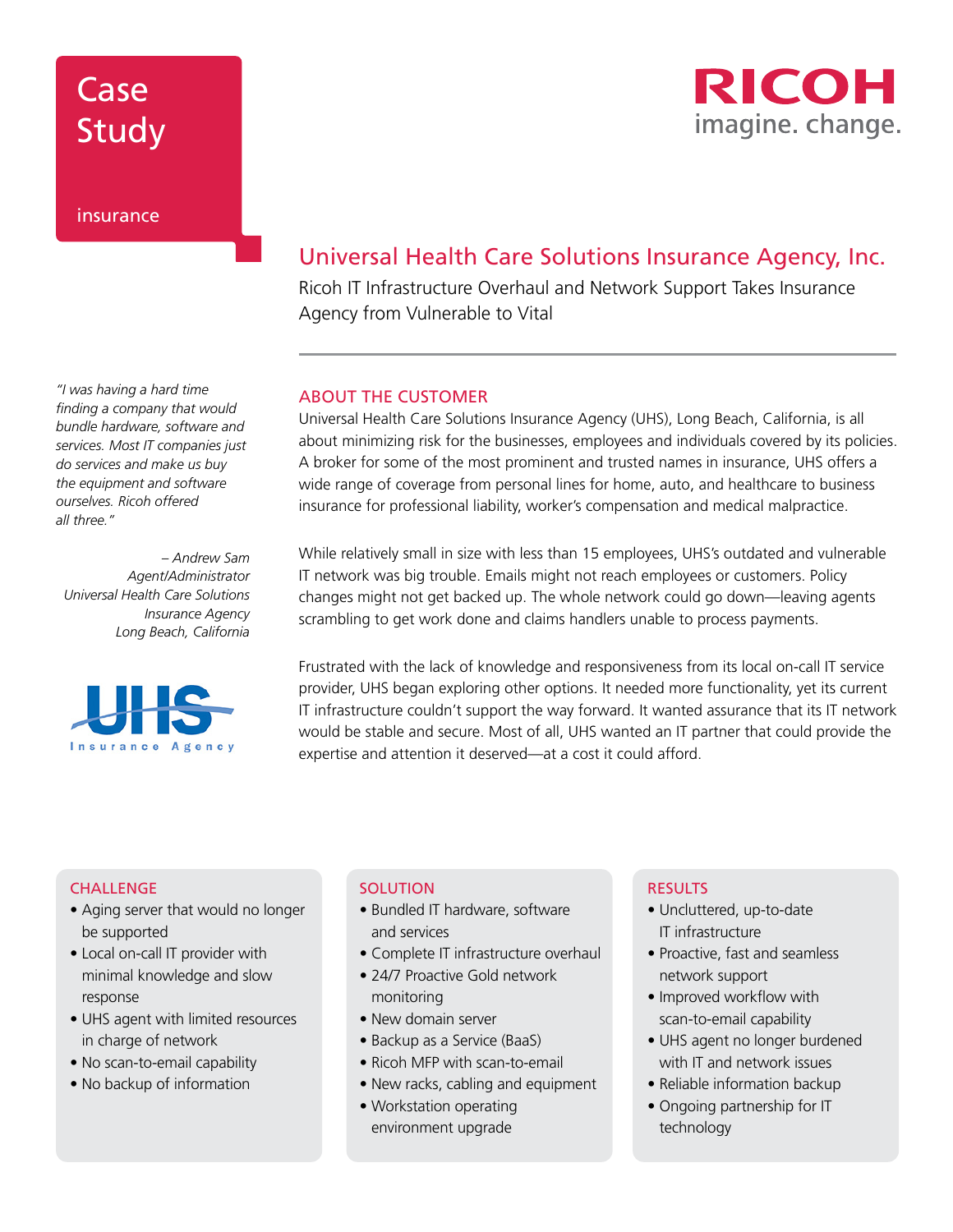# Case Study

insurance

RICOH
imagine. change.

## Universal Health Care Solutions Insurance Agency, Inc.

Ricoh IT Infrastructure Overhaul and Network Support Takes Insurance Agency from Vulnerable to Vital

*"I was having a hard time finding a company that would bundle hardware, software and services. Most IT companies just do services and make us buy the equipment and software ourselves. Ricoh offered all three."*

*– Andrew Sam*
*Agent/Administrator*
*Universal Health Care Solutions Insurance Agency*
*Long Beach, California*

UHS
Insurance Agency

### ABOUT THE CUSTOMER

Universal Health Care Solutions Insurance Agency (UHS), Long Beach, California, is all about minimizing risk for the businesses, employees and individuals covered by its policies. A broker for some of the most prominent and trusted names in insurance, UHS offers a wide range of coverage from personal lines for home, auto, and healthcare to business insurance for professional liability, worker's compensation and medical malpractice.

While relatively small in size with less than 15 employees, UHS's outdated and vulnerable IT network was big trouble. Emails might not reach employees or customers. Policy changes might not get backed up. The whole network could go down—leaving agents scrambling to get work done and claims handlers unable to process payments.

Frustrated with the lack of knowledge and responsiveness from its local on-call IT service provider, UHS began exploring other options. It needed more functionality, yet its current IT infrastructure couldn't support the way forward. It wanted assurance that its IT network would be stable and secure. Most of all, UHS wanted an IT partner that could provide the expertise and attention it deserved—at a cost it could afford.

### CHALLENGE

- Aging server that would no longer be supported
- Local on-call IT provider with minimal knowledge and slow response
- UHS agent with limited resources in charge of network
- No scan-to-email capability
- No backup of information

### SOLUTION

- Bundled IT hardware, software and services
- Complete IT infrastructure overhaul
- 24/7 Proactive Gold network monitoring
- New domain server
- Backup as a Service (BaaS)
- Ricoh MFP with scan-to-email
- New racks, cabling and equipment
- Workstation operating environment upgrade

### RESULTS

- Uncluttered, up-to-date IT infrastructure
- Proactive, fast and seamless network support
- Improved workflow with scan-to-email capability
- UHS agent no longer burdened with IT and network issues
- Reliable information backup
- Ongoing partnership for IT technology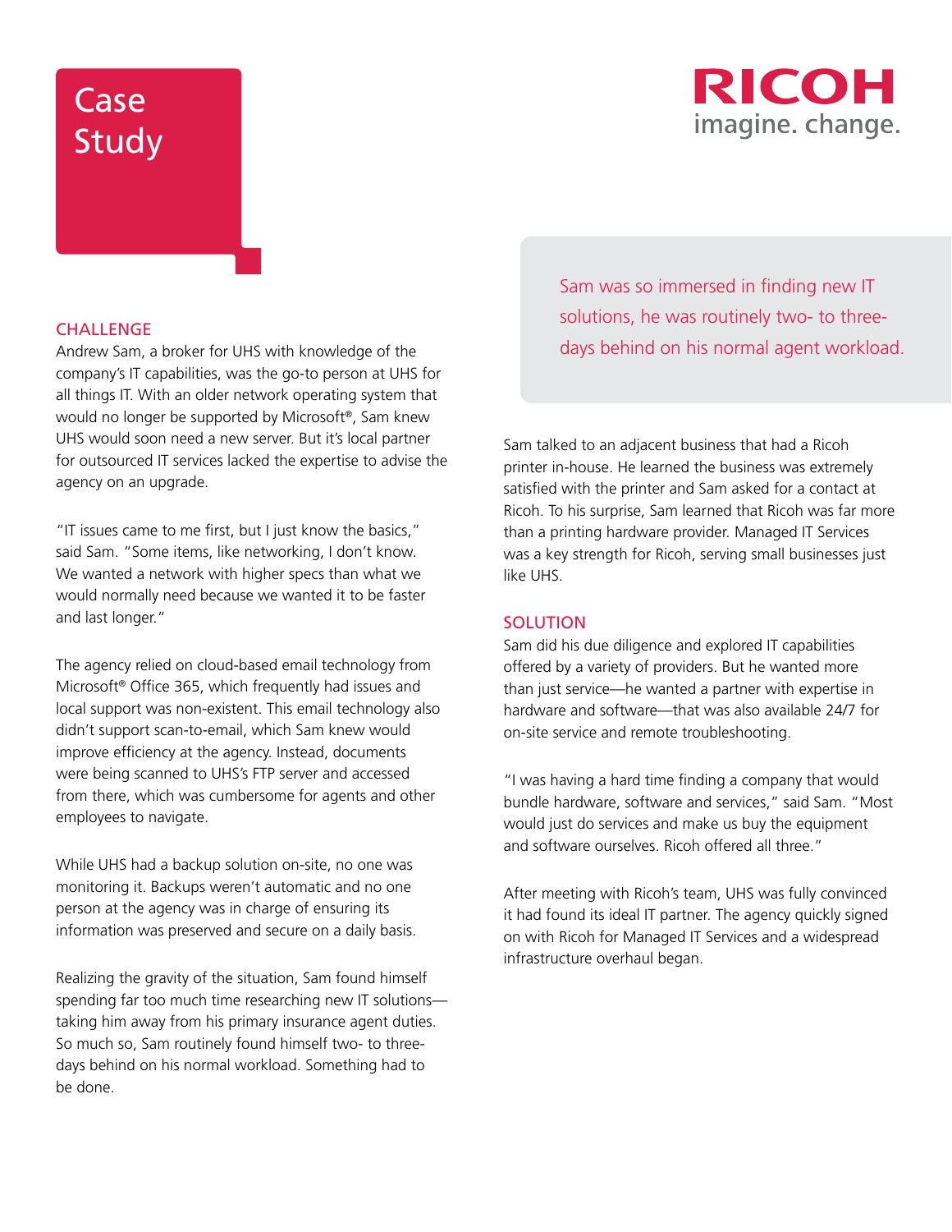# Case Study

RICOH
imagine. change.

## CHALLENGE

Andrew Sam, a broker for UHS with knowledge of the company's IT capabilities, was the go-to person at UHS for all things IT. With an older network operating system that would no longer be supported by Microsoft®, Sam knew UHS would soon need a new server. But it's local partner for outsourced IT services lacked the expertise to advise the agency on an upgrade.

"IT issues came to me first, but I just know the basics," said Sam. "Some items, like networking, I don't know. We wanted a network with higher specs than what we would normally need because we wanted it to be faster and last longer."

The agency relied on cloud-based email technology from Microsoft® Office 365, which frequently had issues and local support was non-existent. This email technology also didn't support scan-to-email, which Sam knew would improve efficiency at the agency. Instead, documents were being scanned to UHS's FTP server and accessed from there, which was cumbersome for agents and other employees to navigate.

While UHS had a backup solution on-site, no one was monitoring it. Backups weren't automatic and no one person at the agency was in charge of ensuring its information was preserved and secure on a daily basis.

Realizing the gravity of the situation, Sam found himself spending far too much time researching new IT solutions—taking him away from his primary insurance agent duties. So much so, Sam routinely found himself two- to three-days behind on his normal workload. Something had to be done.

> Sam was so immersed in finding new IT solutions, he was routinely two- to three-days behind on his normal agent workload.

Sam talked to an adjacent business that had a Ricoh printer in-house. He learned the business was extremely satisfied with the printer and Sam asked for a contact at Ricoh. To his surprise, Sam learned that Ricoh was far more than a printing hardware provider. Managed IT Services was a key strength for Ricoh, serving small businesses just like UHS.

## SOLUTION

Sam did his due diligence and explored IT capabilities offered by a variety of providers. But he wanted more than just service—he wanted a partner with expertise in hardware and software—that was also available 24/7 for on-site service and remote troubleshooting.

"I was having a hard time finding a company that would bundle hardware, software and services," said Sam. "Most would just do services and make us buy the equipment and software ourselves. Ricoh offered all three."

After meeting with Ricoh's team, UHS was fully convinced it had found its ideal IT partner. The agency quickly signed on with Ricoh for Managed IT Services and a widespread infrastructure overhaul began.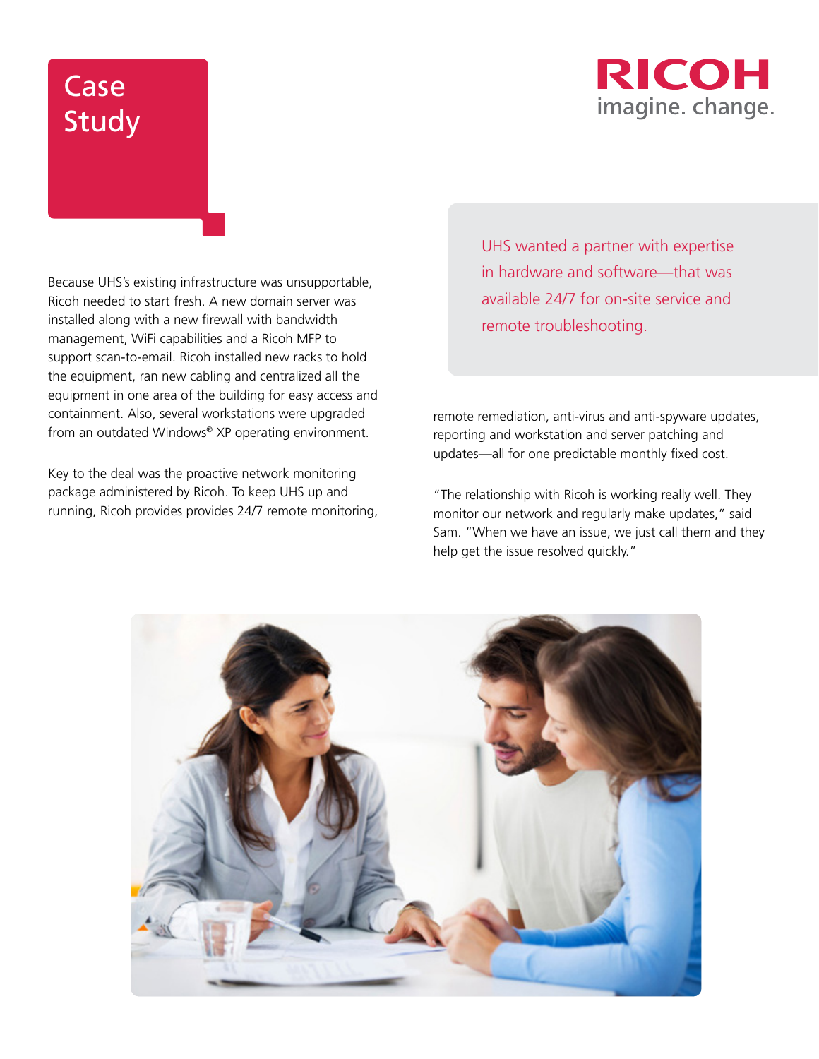# Case Study

Because UHS's existing infrastructure was unsupportable, Ricoh needed to start fresh. A new domain server was installed along with a new firewall with bandwidth management, WiFi capabilities and a Ricoh MFP to support scan-to-email. Ricoh installed new racks to hold the equipment, ran new cabling and centralized all the equipment in one area of the building for easy access and containment. Also, several workstations were upgraded from an outdated Windows® XP operating environment.

Key to the deal was the proactive network monitoring package administered by Ricoh. To keep UHS up and running, Ricoh provides provides 24/7 remote monitoring, remote remediation, anti-virus and anti-spyware updates, reporting and workstation and server patching and updates—all for one predictable monthly fixed cost.

> UHS wanted a partner with expertise in hardware and software—that was available 24/7 for on-site service and remote troubleshooting.

"The relationship with Ricoh is working really well. They monitor our network and regularly make updates," said Sam. "When we have an issue, we just call them and they help get the issue resolved quickly."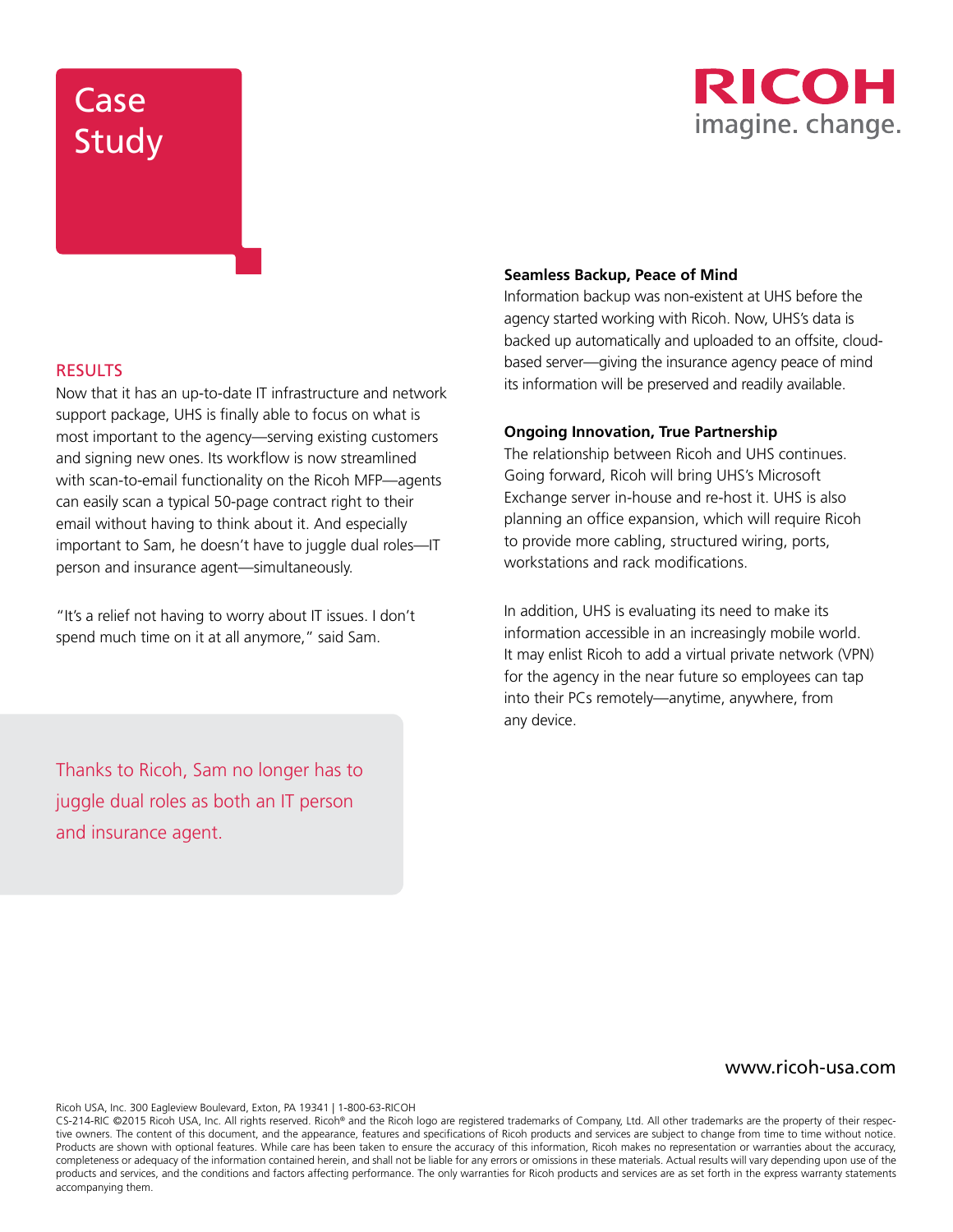Case Study

RICOH
imagine. change.

## RESULTS

Now that it has an up-to-date IT infrastructure and network support package, UHS is finally able to focus on what is most important to the agency—serving existing customers and signing new ones. Its workflow is now streamlined with scan-to-email functionality on the Ricoh MFP—agents can easily scan a typical 50-page contract right to their email without having to think about it. And especially important to Sam, he doesn't have to juggle dual roles—IT person and insurance agent—simultaneously.

"It's a relief not having to worry about IT issues. I don't spend much time on it at all anymore," said Sam.

Thanks to Ricoh, Sam no longer has to juggle dual roles as both an IT person and insurance agent.

**Seamless Backup, Peace of Mind**

Information backup was non-existent at UHS before the agency started working with Ricoh. Now, UHS's data is backed up automatically and uploaded to an offsite, cloud-based server—giving the insurance agency peace of mind its information will be preserved and readily available.

**Ongoing Innovation, True Partnership**

The relationship between Ricoh and UHS continues. Going forward, Ricoh will bring UHS's Microsoft Exchange server in-house and re-host it. UHS is also planning an office expansion, which will require Ricoh to provide more cabling, structured wiring, ports, workstations and rack modifications.

In addition, UHS is evaluating its need to make its information accessible in an increasingly mobile world. It may enlist Ricoh to add a virtual private network (VPN) for the agency in the near future so employees can tap into their PCs remotely—anytime, anywhere, from any device.

www.ricoh-usa.com

Ricoh USA, Inc. 300 Eagleview Boulevard, Exton, PA 19341 | 1-800-63-RICOH
CS-214-RIC ©2015 Ricoh USA, Inc. All rights reserved. Ricoh® and the Ricoh logo are registered trademarks of Company, Ltd. All other trademarks are the property of their respective owners. The content of this document, and the appearance, features and specifications of Ricoh products and services are subject to change from time to time without notice. Products are shown with optional features. While care has been taken to ensure the accuracy of this information, Ricoh makes no representation or warranties about the accuracy, completeness or adequacy of the information contained herein, and shall not be liable for any errors or omissions in these materials. Actual results will vary depending upon use of the products and services, and the conditions and factors affecting performance. The only warranties for Ricoh products and services are as set forth in the express warranty statements accompanying them.